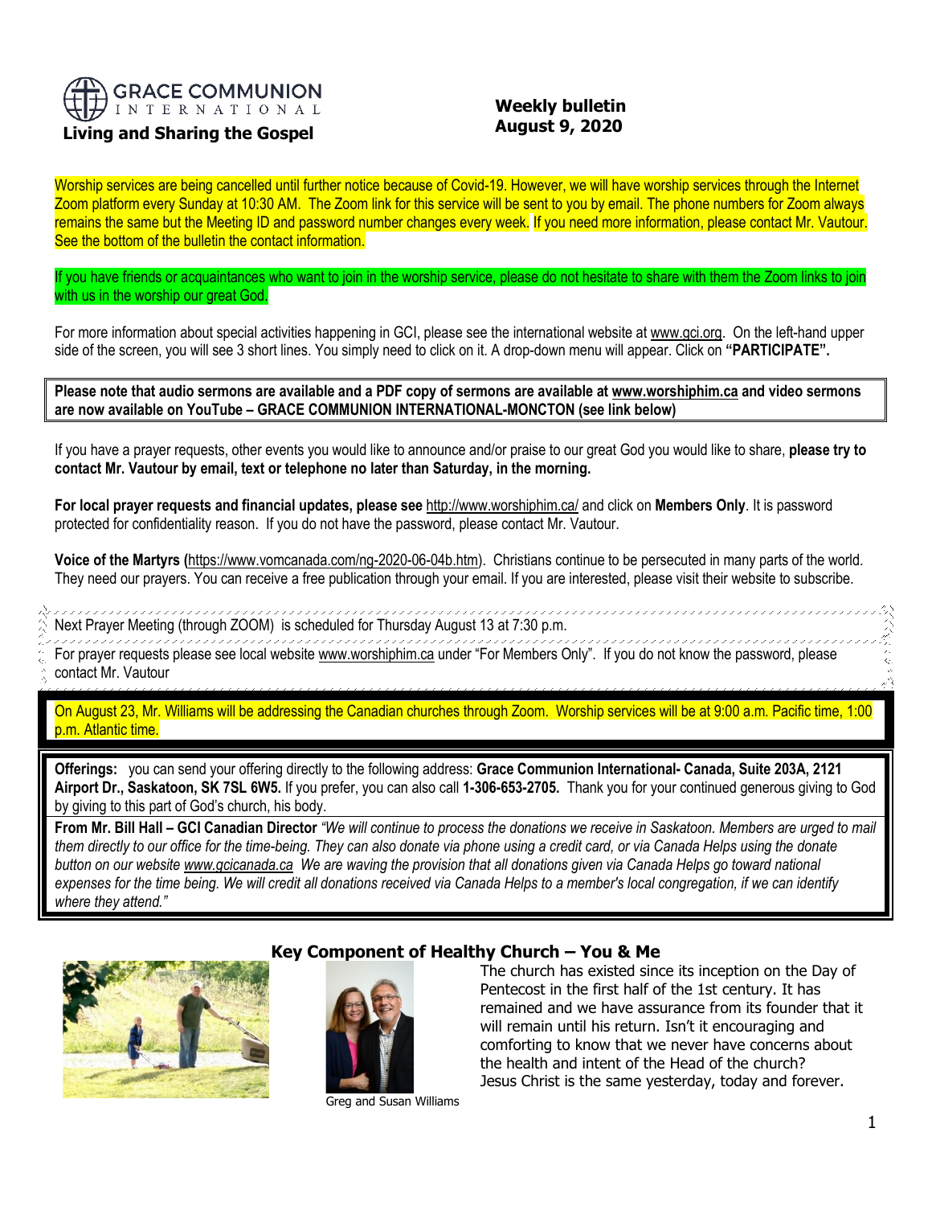**GRACE COMMUNION INTERNATIONAL**

**Living and Sharing the Gospel**

**Weekly bulletin**
**August 9, 2020**

Worship services are being cancelled until further notice because of Covid-19. However, we will have worship services through the Internet Zoom platform every Sunday at 10:30 AM. The Zoom link for this service will be sent to you by email. The phone numbers for Zoom always remains the same but the Meeting ID and password number changes every week. If you need more information, please contact Mr. Vautour. See the bottom of the bulletin the contact information.

If you have friends or acquaintances who want to join in the worship service, please do not hesitate to share with them the Zoom links to join with us in the worship our great God.

For more information about special activities happening in GCI, please see the international website at www.gci.org. On the left-hand upper side of the screen, you will see 3 short lines. You simply need to click on it. A drop-down menu will appear. Click on **"PARTICIPATE".**

**Please note that audio sermons are available and a PDF copy of sermons are available at www.worshiphim.ca and video sermons are now available on YouTube – GRACE COMMUNION INTERNATIONAL-MONCTON (see link below)**

If you have a prayer requests, other events you would like to announce and/or praise to our great God you would like to share, **please try to contact Mr. Vautour by email, text or telephone no later than Saturday, in the morning.**

**For local prayer requests and financial updates, please see** http://www.worshiphim.ca/ and click on **Members Only**. It is password protected for confidentiality reason. If you do not have the password, please contact Mr. Vautour.

**Voice of the Martyrs (**https://www.vomcanada.com/ng-2020-06-04b.htm). Christians continue to be persecuted in many parts of the world. They need our prayers. You can receive a free publication through your email. If you are interested, please visit their website to subscribe.

Next Prayer Meeting (through ZOOM) is scheduled for Thursday August 13 at 7:30 p.m.

For prayer requests please see local website www.worshiphim.ca under "For Members Only". If you do not know the password, please contact Mr. Vautour

On August 23, Mr. Williams will be addressing the Canadian churches through Zoom. Worship services will be at 9:00 a.m. Pacific time, 1:00 p.m. Atlantic time.

**Offerings:** you can send your offering directly to the following address: **Grace Communion International- Canada, Suite 203A, 2121 Airport Dr., Saskatoon, SK 7SL 6W5.** If you prefer, you can also call **1-306-653-2705.** Thank you for your continued generous giving to God by giving to this part of God's church, his body.

**From Mr. Bill Hall – GCI Canadian Director** *"We will continue to process the donations we receive in Saskatoon. Members are urged to mail them directly to our office for the time-being. They can also donate via phone using a credit card, or via Canada Helps using the donate button on our website www.gcicanada.ca We are waving the provision that all donations given via Canada Helps go toward national expenses for the time being. We will credit all donations received via Canada Helps to a member's local congregation, if we can identify where they attend."*

## Key Component of Healthy Church – You & Me

Greg and Susan Williams

The church has existed since its inception on the Day of Pentecost in the first half of the 1st century. It has remained and we have assurance from its founder that it will remain until his return. Isn't it encouraging and comforting to know that we never have concerns about the health and intent of the Head of the church? Jesus Christ is the same yesterday, today and forever.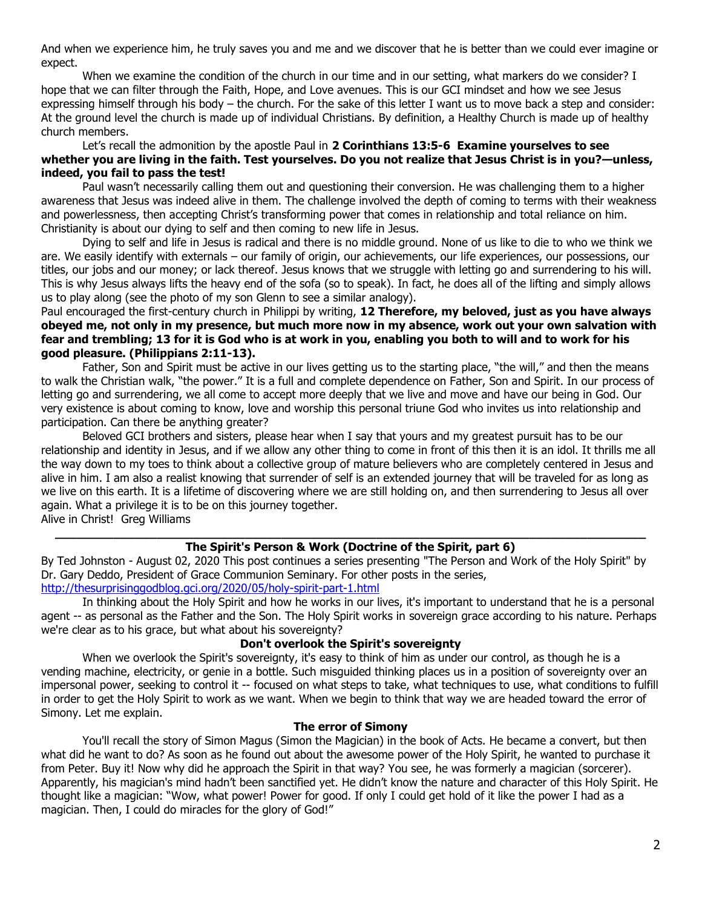And when we experience him, he truly saves you and me and we discover that he is better than we could ever imagine or expect.

When we examine the condition of the church in our time and in our setting, what markers do we consider? I hope that we can filter through the Faith, Hope, and Love avenues. This is our GCI mindset and how we see Jesus expressing himself through his body – the church. For the sake of this letter I want us to move back a step and consider: At the ground level the church is made up of individual Christians. By definition, a Healthy Church is made up of healthy church members.

Let's recall the admonition by the apostle Paul in **2 Corinthians 13:5-6 Examine yourselves to see whether you are living in the faith. Test yourselves. Do you not realize that Jesus Christ is in you?—unless, indeed, you fail to pass the test!**

Paul wasn't necessarily calling them out and questioning their conversion. He was challenging them to a higher awareness that Jesus was indeed alive in them. The challenge involved the depth of coming to terms with their weakness and powerlessness, then accepting Christ's transforming power that comes in relationship and total reliance on him. Christianity is about our dying to self and then coming to new life in Jesus.

Dying to self and life in Jesus is radical and there is no middle ground. None of us like to die to who we think we are. We easily identify with externals – our family of origin, our achievements, our life experiences, our possessions, our titles, our jobs and our money; or lack thereof. Jesus knows that we struggle with letting go and surrendering to his will. This is why Jesus always lifts the heavy end of the sofa (so to speak). In fact, he does all of the lifting and simply allows us to play along (see the photo of my son Glenn to see a similar analogy).

Paul encouraged the first-century church in Philippi by writing, **12 Therefore, my beloved, just as you have always obeyed me, not only in my presence, but much more now in my absence, work out your own salvation with fear and trembling; 13 for it is God who is at work in you, enabling you both to will and to work for his good pleasure. (Philippians 2:11-13).**

Father, Son and Spirit must be active in our lives getting us to the starting place, "the will," and then the means to walk the Christian walk, "the power." It is a full and complete dependence on Father, Son and Spirit. In our process of letting go and surrendering, we all come to accept more deeply that we live and move and have our being in God. Our very existence is about coming to know, love and worship this personal triune God who invites us into relationship and participation. Can there be anything greater?

Beloved GCI brothers and sisters, please hear when I say that yours and my greatest pursuit has to be our relationship and identity in Jesus, and if we allow any other thing to come in front of this then it is an idol. It thrills me all the way down to my toes to think about a collective group of mature believers who are completely centered in Jesus and alive in him. I am also a realist knowing that surrender of self is an extended journey that will be traveled for as long as we live on this earth. It is a lifetime of discovering where we are still holding on, and then surrendering to Jesus all over again. What a privilege it is to be on this journey together.

Alive in Christ! Greg Williams

---

## The Spirit's Person & Work (Doctrine of the Spirit, part 6)

By Ted Johnston - August 02, 2020 This post continues a series presenting "The Person and Work of the Holy Spirit" by Dr. Gary Deddo, President of Grace Communion Seminary. For other posts in the series, http://thesurprisinggodblog.gci.org/2020/05/holy-spirit-part-1.html

In thinking about the Holy Spirit and how he works in our lives, it's important to understand that he is a personal agent -- as personal as the Father and the Son. The Holy Spirit works in sovereign grace according to his nature. Perhaps we're clear as to his grace, but what about his sovereignty?

### Don't overlook the Spirit's sovereignty

When we overlook the Spirit's sovereignty, it's easy to think of him as under our control, as though he is a vending machine, electricity, or genie in a bottle. Such misguided thinking places us in a position of sovereignty over an impersonal power, seeking to control it -- focused on what steps to take, what techniques to use, what conditions to fulfill in order to get the Holy Spirit to work as we want. When we begin to think that way we are headed toward the error of Simony. Let me explain.

### The error of Simony

You'll recall the story of Simon Magus (Simon the Magician) in the book of Acts. He became a convert, but then what did he want to do? As soon as he found out about the awesome power of the Holy Spirit, he wanted to purchase it from Peter. Buy it! Now why did he approach the Spirit in that way? You see, he was formerly a magician (sorcerer). Apparently, his magician's mind hadn't been sanctified yet. He didn't know the nature and character of this Holy Spirit. He thought like a magician: "Wow, what power! Power for good. If only I could get hold of it like the power I had as a magician. Then, I could do miracles for the glory of God!"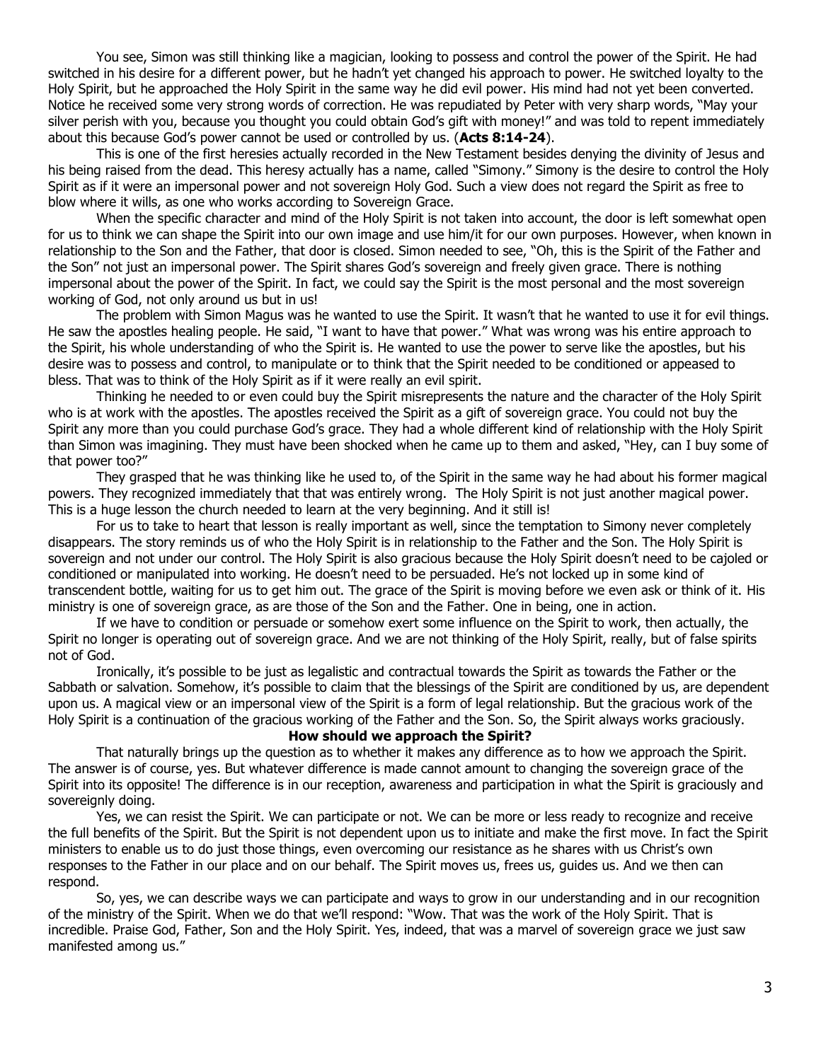You see, Simon was still thinking like a magician, looking to possess and control the power of the Spirit. He had switched in his desire for a different power, but he hadn't yet changed his approach to power. He switched loyalty to the Holy Spirit, but he approached the Holy Spirit in the same way he did evil power. His mind had not yet been converted. Notice he received some very strong words of correction. He was repudiated by Peter with very sharp words, "May your silver perish with you, because you thought you could obtain God's gift with money!" and was told to repent immediately about this because God's power cannot be used or controlled by us. (**Acts 8:14-24**).

This is one of the first heresies actually recorded in the New Testament besides denying the divinity of Jesus and his being raised from the dead. This heresy actually has a name, called "Simony." Simony is the desire to control the Holy Spirit as if it were an impersonal power and not sovereign Holy God. Such a view does not regard the Spirit as free to blow where it wills, as one who works according to Sovereign Grace.

When the specific character and mind of the Holy Spirit is not taken into account, the door is left somewhat open for us to think we can shape the Spirit into our own image and use him/it for our own purposes. However, when known in relationship to the Son and the Father, that door is closed. Simon needed to see, "Oh, this is the Spirit of the Father and the Son" not just an impersonal power. The Spirit shares God's sovereign and freely given grace. There is nothing impersonal about the power of the Spirit. In fact, we could say the Spirit is the most personal and the most sovereign working of God, not only around us but in us!

The problem with Simon Magus was he wanted to use the Spirit. It wasn't that he wanted to use it for evil things. He saw the apostles healing people. He said, "I want to have that power." What was wrong was his entire approach to the Spirit, his whole understanding of who the Spirit is. He wanted to use the power to serve like the apostles, but his desire was to possess and control, to manipulate or to think that the Spirit needed to be conditioned or appeased to bless. That was to think of the Holy Spirit as if it were really an evil spirit.

Thinking he needed to or even could buy the Spirit misrepresents the nature and the character of the Holy Spirit who is at work with the apostles. The apostles received the Spirit as a gift of sovereign grace. You could not buy the Spirit any more than you could purchase God's grace. They had a whole different kind of relationship with the Holy Spirit than Simon was imagining. They must have been shocked when he came up to them and asked, "Hey, can I buy some of that power too?"

They grasped that he was thinking like he used to, of the Spirit in the same way he had about his former magical powers. They recognized immediately that that was entirely wrong. The Holy Spirit is not just another magical power. This is a huge lesson the church needed to learn at the very beginning. And it still is!

For us to take to heart that lesson is really important as well, since the temptation to Simony never completely disappears. The story reminds us of who the Holy Spirit is in relationship to the Father and the Son. The Holy Spirit is sovereign and not under our control. The Holy Spirit is also gracious because the Holy Spirit doesn't need to be cajoled or conditioned or manipulated into working. He doesn't need to be persuaded. He's not locked up in some kind of transcendent bottle, waiting for us to get him out. The grace of the Spirit is moving before we even ask or think of it. His ministry is one of sovereign grace, as are those of the Son and the Father. One in being, one in action.

If we have to condition or persuade or somehow exert some influence on the Spirit to work, then actually, the Spirit no longer is operating out of sovereign grace. And we are not thinking of the Holy Spirit, really, but of false spirits not of God.

Ironically, it's possible to be just as legalistic and contractual towards the Spirit as towards the Father or the Sabbath or salvation. Somehow, it's possible to claim that the blessings of the Spirit are conditioned by us, are dependent upon us. A magical view or an impersonal view of the Spirit is a form of legal relationship. But the gracious work of the Holy Spirit is a continuation of the gracious working of the Father and the Son. So, the Spirit always works graciously.

### How should we approach the Spirit?

That naturally brings up the question as to whether it makes any difference as to how we approach the Spirit. The answer is of course, yes. But whatever difference is made cannot amount to changing the sovereign grace of the Spirit into its opposite! The difference is in our reception, awareness and participation in what the Spirit is graciously and sovereignly doing.

Yes, we can resist the Spirit. We can participate or not. We can be more or less ready to recognize and receive the full benefits of the Spirit. But the Spirit is not dependent upon us to initiate and make the first move. In fact the Spirit ministers to enable us to do just those things, even overcoming our resistance as he shares with us Christ's own responses to the Father in our place and on our behalf. The Spirit moves us, frees us, guides us. And we then can respond.

So, yes, we can describe ways we can participate and ways to grow in our understanding and in our recognition of the ministry of the Spirit. When we do that we'll respond: "Wow. That was the work of the Holy Spirit. That is incredible. Praise God, Father, Son and the Holy Spirit. Yes, indeed, that was a marvel of sovereign grace we just saw manifested among us."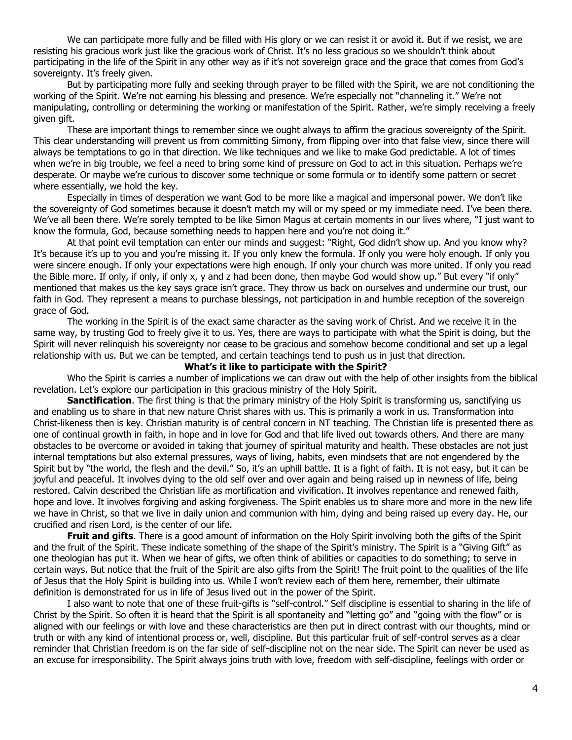We can participate more fully and be filled with His glory or we can resist it or avoid it. But if we resist, we are resisting his gracious work just like the gracious work of Christ. It's no less gracious so we shouldn't think about participating in the life of the Spirit in any other way as if it's not sovereign grace and the grace that comes from God's sovereignty. It's freely given.

But by participating more fully and seeking through prayer to be filled with the Spirit, we are not conditioning the working of the Spirit. We're not earning his blessing and presence. We're especially not "channeling it." We're not manipulating, controlling or determining the working or manifestation of the Spirit. Rather, we're simply receiving a freely given gift.

These are important things to remember since we ought always to affirm the gracious sovereignty of the Spirit. This clear understanding will prevent us from committing Simony, from flipping over into that false view, since there will always be temptations to go in that direction. We like techniques and we like to make God predictable. A lot of times when we're in big trouble, we feel a need to bring some kind of pressure on God to act in this situation. Perhaps we're desperate. Or maybe we're curious to discover some technique or some formula or to identify some pattern or secret where essentially, we hold the key.

Especially in times of desperation we want God to be more like a magical and impersonal power. We don't like the sovereignty of God sometimes because it doesn't match my will or my speed or my immediate need. I've been there. We've all been there. We're sorely tempted to be like Simon Magus at certain moments in our lives where, "I just want to know the formula, God, because something needs to happen here and you're not doing it."

At that point evil temptation can enter our minds and suggest: "Right, God didn't show up. And you know why? It's because it's up to you and you're missing it. If you only knew the formula. If only you were holy enough. If only you were sincere enough. If only your expectations were high enough. If only your church was more united. If only you read the Bible more. If only, if only, if only x, y and z had been done, then maybe God would show up." But every "if only" mentioned that makes us the key says grace isn't grace. They throw us back on ourselves and undermine our trust, our faith in God. They represent a means to purchase blessings, not participation in and humble reception of the sovereign grace of God.

The working in the Spirit is of the exact same character as the saving work of Christ. And we receive it in the same way, by trusting God to freely give it to us. Yes, there are ways to participate with what the Spirit is doing, but the Spirit will never relinquish his sovereignty nor cease to be gracious and somehow become conditional and set up a legal relationship with us. But we can be tempted, and certain teachings tend to push us in just that direction.

**What's it like to participate with the Spirit?**

Who the Spirit is carries a number of implications we can draw out with the help of other insights from the biblical revelation. Let's explore our participation in this gracious ministry of the Holy Spirit.

**Sanctification**. The first thing is that the primary ministry of the Holy Spirit is transforming us, sanctifying us and enabling us to share in that new nature Christ shares with us. This is primarily a work in us. Transformation into Christ-likeness then is key. Christian maturity is of central concern in NT teaching. The Christian life is presented there as one of continual growth in faith, in hope and in love for God and that life lived out towards others. And there are many obstacles to be overcome or avoided in taking that journey of spiritual maturity and health. These obstacles are not just internal temptations but also external pressures, ways of living, habits, even mindsets that are not engendered by the Spirit but by "the world, the flesh and the devil." So, it's an uphill battle. It is a fight of faith. It is not easy, but it can be joyful and peaceful. It involves dying to the old self over and over again and being raised up in newness of life, being restored. Calvin described the Christian life as mortification and vivification. It involves repentance and renewed faith, hope and love. It involves forgiving and asking forgiveness. The Spirit enables us to share more and more in the new life we have in Christ, so that we live in daily union and communion with him, dying and being raised up every day. He, our crucified and risen Lord, is the center of our life.

**Fruit and gifts**. There is a good amount of information on the Holy Spirit involving both the gifts of the Spirit and the fruit of the Spirit. These indicate something of the shape of the Spirit's ministry. The Spirit is a "Giving Gift" as one theologian has put it. When we hear of gifts, we often think of abilities or capacities to do something; to serve in certain ways. But notice that the fruit of the Spirit are also gifts from the Spirit! The fruit point to the qualities of the life of Jesus that the Holy Spirit is building into us. While I won't review each of them here, remember, their ultimate definition is demonstrated for us in life of Jesus lived out in the power of the Spirit.

I also want to note that one of these fruit-gifts is "self-control." Self discipline is essential to sharing in the life of Christ by the Spirit. So often it is heard that the Spirit is all spontaneity and "letting go" and "going with the flow" or is aligned with our feelings or with love and these characteristics are then put in direct contrast with our thoughts, mind or truth or with any kind of intentional process or, well, discipline. But this particular fruit of self-control serves as a clear reminder that Christian freedom is on the far side of self-discipline not on the near side. The Spirit can never be used as an excuse for irresponsibility. The Spirit always joins truth with love, freedom with self-discipline, feelings with order or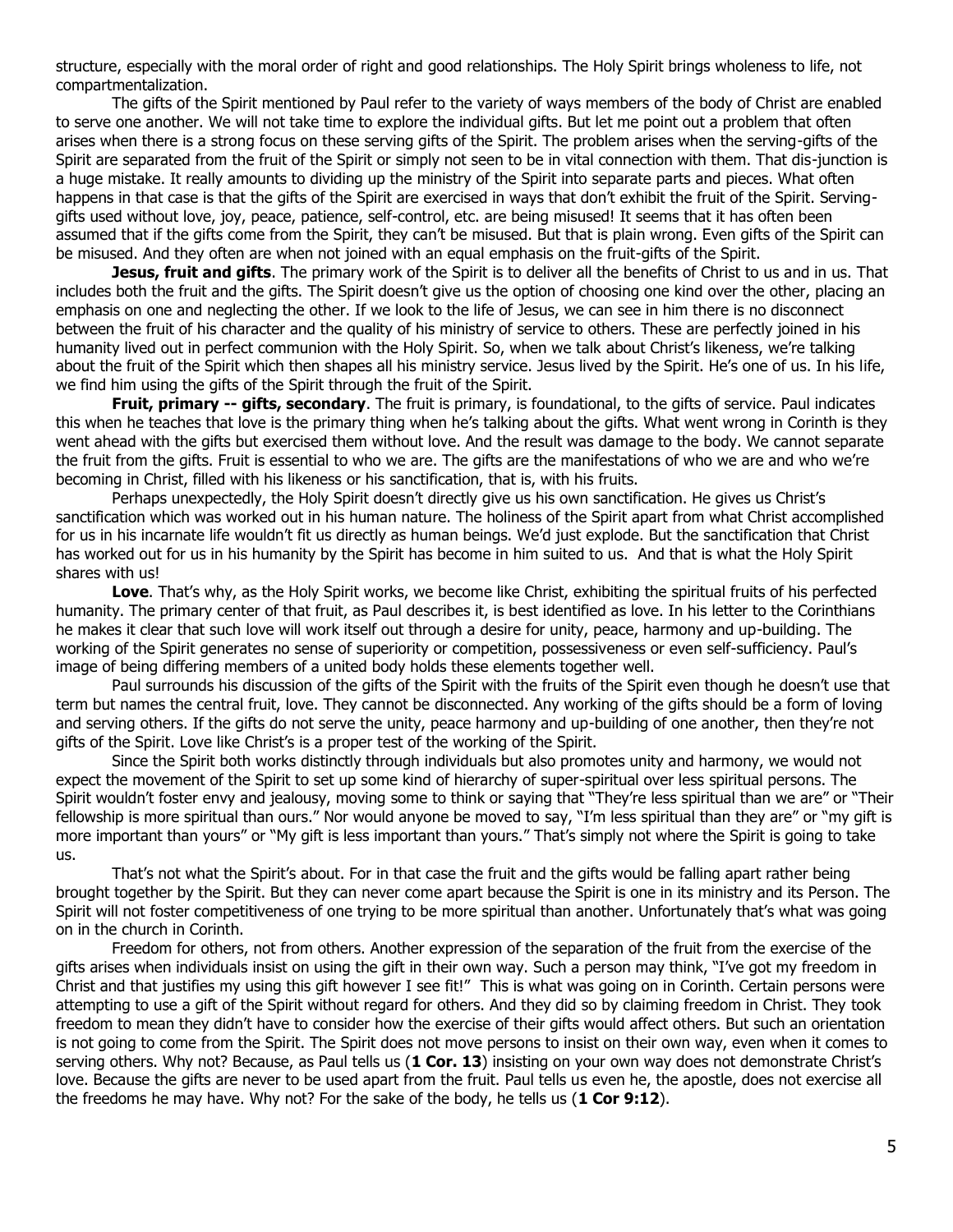structure, especially with the moral order of right and good relationships. The Holy Spirit brings wholeness to life, not compartmentalization.

The gifts of the Spirit mentioned by Paul refer to the variety of ways members of the body of Christ are enabled to serve one another. We will not take time to explore the individual gifts. But let me point out a problem that often arises when there is a strong focus on these serving gifts of the Spirit. The problem arises when the serving-gifts of the Spirit are separated from the fruit of the Spirit or simply not seen to be in vital connection with them. That dis-junction is a huge mistake. It really amounts to dividing up the ministry of the Spirit into separate parts and pieces. What often happens in that case is that the gifts of the Spirit are exercised in ways that don't exhibit the fruit of the Spirit. Serving-gifts used without love, joy, peace, patience, self-control, etc. are being misused! It seems that it has often been assumed that if the gifts come from the Spirit, they can't be misused. But that is plain wrong. Even gifts of the Spirit can be misused. And they often are when not joined with an equal emphasis on the fruit-gifts of the Spirit.

**Jesus, fruit and gifts**. The primary work of the Spirit is to deliver all the benefits of Christ to us and in us. That includes both the fruit and the gifts. The Spirit doesn't give us the option of choosing one kind over the other, placing an emphasis on one and neglecting the other. If we look to the life of Jesus, we can see in him there is no disconnect between the fruit of his character and the quality of his ministry of service to others. These are perfectly joined in his humanity lived out in perfect communion with the Holy Spirit. So, when we talk about Christ's likeness, we're talking about the fruit of the Spirit which then shapes all his ministry service. Jesus lived by the Spirit. He's one of us. In his life, we find him using the gifts of the Spirit through the fruit of the Spirit.

**Fruit, primary -- gifts, secondary**. The fruit is primary, is foundational, to the gifts of service. Paul indicates this when he teaches that love is the primary thing when he's talking about the gifts. What went wrong in Corinth is they went ahead with the gifts but exercised them without love. And the result was damage to the body. We cannot separate the fruit from the gifts. Fruit is essential to who we are. The gifts are the manifestations of who we are and who we're becoming in Christ, filled with his likeness or his sanctification, that is, with his fruits.

Perhaps unexpectedly, the Holy Spirit doesn't directly give us his own sanctification. He gives us Christ's sanctification which was worked out in his human nature. The holiness of the Spirit apart from what Christ accomplished for us in his incarnate life wouldn't fit us directly as human beings. We'd just explode. But the sanctification that Christ has worked out for us in his humanity by the Spirit has become in him suited to us. And that is what the Holy Spirit shares with us!

**Love**. That's why, as the Holy Spirit works, we become like Christ, exhibiting the spiritual fruits of his perfected humanity. The primary center of that fruit, as Paul describes it, is best identified as love. In his letter to the Corinthians he makes it clear that such love will work itself out through a desire for unity, peace, harmony and up-building. The working of the Spirit generates no sense of superiority or competition, possessiveness or even self-sufficiency. Paul's image of being differing members of a united body holds these elements together well.

Paul surrounds his discussion of the gifts of the Spirit with the fruits of the Spirit even though he doesn't use that term but names the central fruit, love. They cannot be disconnected. Any working of the gifts should be a form of loving and serving others. If the gifts do not serve the unity, peace harmony and up-building of one another, then they're not gifts of the Spirit. Love like Christ's is a proper test of the working of the Spirit.

Since the Spirit both works distinctly through individuals but also promotes unity and harmony, we would not expect the movement of the Spirit to set up some kind of hierarchy of super-spiritual over less spiritual persons. The Spirit wouldn't foster envy and jealousy, moving some to think or saying that "They're less spiritual than we are" or "Their fellowship is more spiritual than ours." Nor would anyone be moved to say, "I'm less spiritual than they are" or "my gift is more important than yours" or "My gift is less important than yours." That's simply not where the Spirit is going to take us.

That's not what the Spirit's about. For in that case the fruit and the gifts would be falling apart rather being brought together by the Spirit. But they can never come apart because the Spirit is one in its ministry and its Person. The Spirit will not foster competitiveness of one trying to be more spiritual than another. Unfortunately that's what was going on in the church in Corinth.

Freedom for others, not from others. Another expression of the separation of the fruit from the exercise of the gifts arises when individuals insist on using the gift in their own way. Such a person may think, "I've got my freedom in Christ and that justifies my using this gift however I see fit!" This is what was going on in Corinth. Certain persons were attempting to use a gift of the Spirit without regard for others. And they did so by claiming freedom in Christ. They took freedom to mean they didn't have to consider how the exercise of their gifts would affect others. But such an orientation is not going to come from the Spirit. The Spirit does not move persons to insist on their own way, even when it comes to serving others. Why not? Because, as Paul tells us (**1 Cor. 13**) insisting on your own way does not demonstrate Christ's love. Because the gifts are never to be used apart from the fruit. Paul tells us even he, the apostle, does not exercise all the freedoms he may have. Why not? For the sake of the body, he tells us (**1 Cor 9:12**).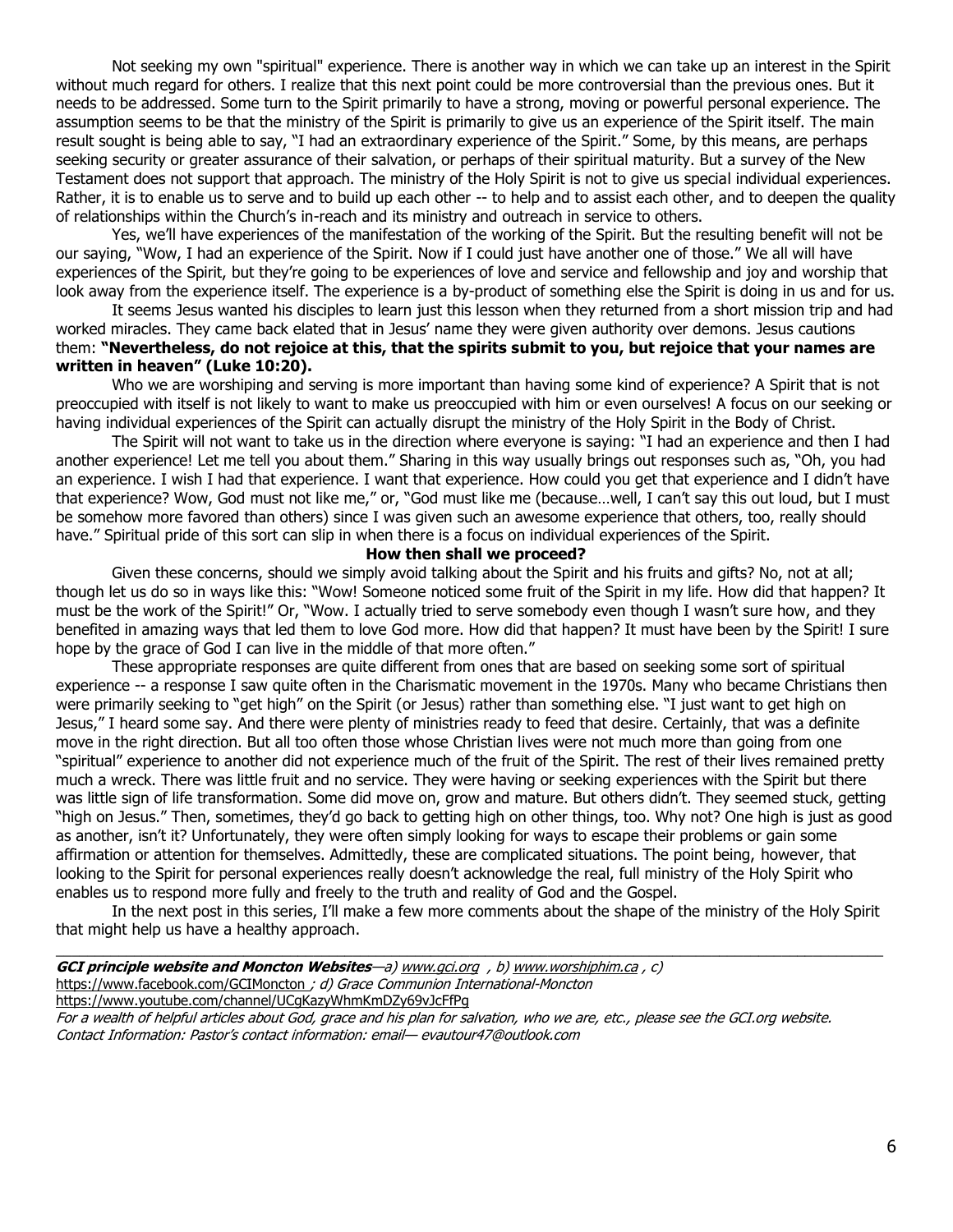Not seeking my own "spiritual" experience. There is another way in which we can take up an interest in the Spirit without much regard for others. I realize that this next point could be more controversial than the previous ones. But it needs to be addressed. Some turn to the Spirit primarily to have a strong, moving or powerful personal experience. The assumption seems to be that the ministry of the Spirit is primarily to give us an experience of the Spirit itself. The main result sought is being able to say, "I had an extraordinary experience of the Spirit." Some, by this means, are perhaps seeking security or greater assurance of their salvation, or perhaps of their spiritual maturity. But a survey of the New Testament does not support that approach. The ministry of the Holy Spirit is not to give us special individual experiences. Rather, it is to enable us to serve and to build up each other -- to help and to assist each other, and to deepen the quality of relationships within the Church's in-reach and its ministry and outreach in service to others.

Yes, we'll have experiences of the manifestation of the working of the Spirit. But the resulting benefit will not be our saying, "Wow, I had an experience of the Spirit. Now if I could just have another one of those." We all will have experiences of the Spirit, but they're going to be experiences of love and service and fellowship and joy and worship that look away from the experience itself. The experience is a by-product of something else the Spirit is doing in us and for us.

It seems Jesus wanted his disciples to learn just this lesson when they returned from a short mission trip and had worked miracles. They came back elated that in Jesus' name they were given authority over demons. Jesus cautions them: **"Nevertheless, do not rejoice at this, that the spirits submit to you, but rejoice that your names are written in heaven" (Luke 10:20).**

Who we are worshiping and serving is more important than having some kind of experience? A Spirit that is not preoccupied with itself is not likely to want to make us preoccupied with him or even ourselves! A focus on our seeking or having individual experiences of the Spirit can actually disrupt the ministry of the Holy Spirit in the Body of Christ.

The Spirit will not want to take us in the direction where everyone is saying: "I had an experience and then I had another experience! Let me tell you about them." Sharing in this way usually brings out responses such as, "Oh, you had an experience. I wish I had that experience. I want that experience. How could you get that experience and I didn't have that experience? Wow, God must not like me," or, "God must like me (because…well, I can't say this out loud, but I must be somehow more favored than others) since I was given such an awesome experience that others, too, really should have." Spiritual pride of this sort can slip in when there is a focus on individual experiences of the Spirit.

**How then shall we proceed?**

Given these concerns, should we simply avoid talking about the Spirit and his fruits and gifts? No, not at all; though let us do so in ways like this: "Wow! Someone noticed some fruit of the Spirit in my life. How did that happen? It must be the work of the Spirit!" Or, "Wow. I actually tried to serve somebody even though I wasn't sure how, and they benefited in amazing ways that led them to love God more. How did that happen? It must have been by the Spirit! I sure hope by the grace of God I can live in the middle of that more often."

These appropriate responses are quite different from ones that are based on seeking some sort of spiritual experience -- a response I saw quite often in the Charismatic movement in the 1970s. Many who became Christians then were primarily seeking to "get high" on the Spirit (or Jesus) rather than something else. "I just want to get high on Jesus," I heard some say. And there were plenty of ministries ready to feed that desire. Certainly, that was a definite move in the right direction. But all too often those whose Christian lives were not much more than going from one "spiritual" experience to another did not experience much of the fruit of the Spirit. The rest of their lives remained pretty much a wreck. There was little fruit and no service. They were having or seeking experiences with the Spirit but there was little sign of life transformation. Some did move on, grow and mature. But others didn't. They seemed stuck, getting "high on Jesus." Then, sometimes, they'd go back to getting high on other things, too. Why not? One high is just as good as another, isn't it? Unfortunately, they were often simply looking for ways to escape their problems or gain some affirmation or attention for themselves. Admittedly, these are complicated situations. The point being, however, that looking to the Spirit for personal experiences really doesn't acknowledge the real, full ministry of the Holy Spirit who enables us to respond more fully and freely to the truth and reality of God and the Gospel.

In the next post in this series, I'll make a few more comments about the shape of the ministry of the Holy Spirit that might help us have a healthy approach.

---

***GCI principle website and Moncton Websites****—a) www.gci.org , b) www.worshiphim.ca , c)* https://www.facebook.com/GCIMoncton *; d) Grace Communion International-Moncton* https://www.youtube.com/channel/UCgKazyWhmKmDZy69vJcFfPg

*For a wealth of helpful articles about God, grace and his plan for salvation, who we are, etc., please see the GCI.org website.*
*Contact Information: Pastor's contact information: email— evautour47@outlook.com*